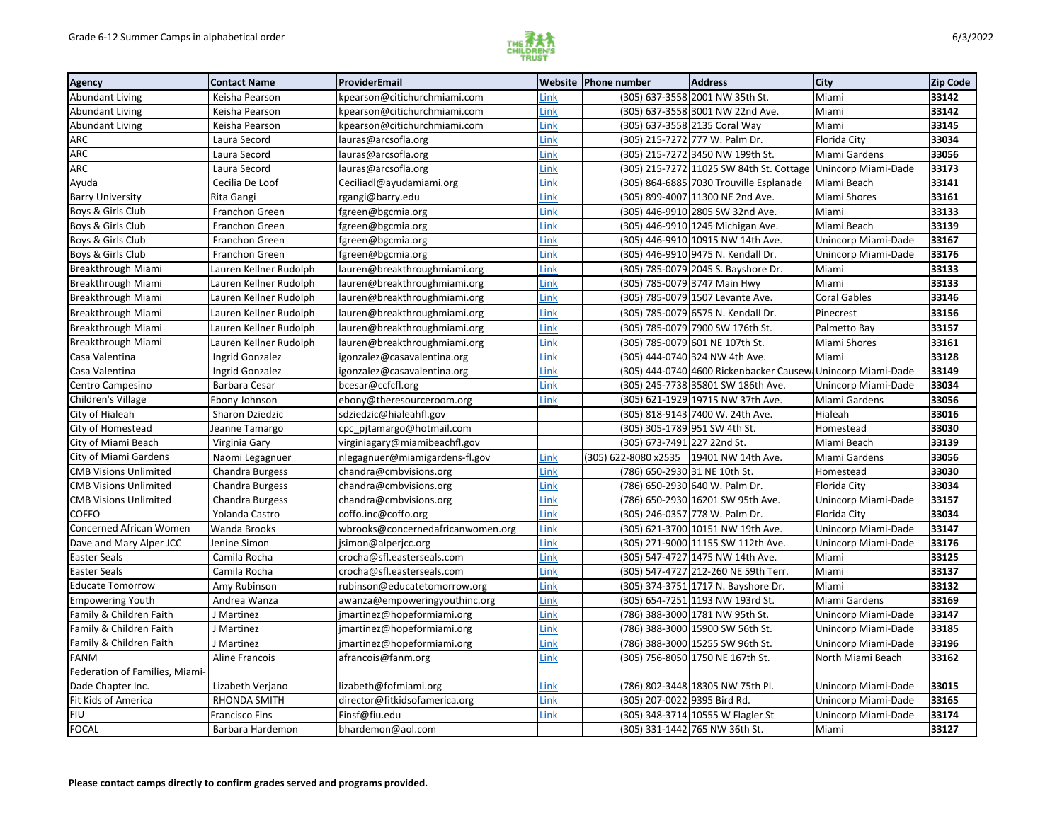| Agency | Contact Name | ProviderEmail | Website | Phone number | Address | City | Zip Code |
|---|---|---|---|---|---|---|---|
| Abundant Living | Keisha Pearson | kpearson@citichurchmiami.com | Link | (305) 637-3558 | 2001 NW 35th St. | Miami | **33142** |
| Abundant Living | Keisha Pearson | kpearson@citichurchmiami.com | Link | (305) 637-3558 | 3001 NW 22nd Ave. | Miami | **33142** |
| Abundant Living | Keisha Pearson | kpearson@citichurchmiami.com | Link | (305) 637-3558 | 2135 Coral Way | Miami | **33145** |
| ARC | Laura Secord | lauras@arcsofla.org | Link | (305) 215-7272 | 777 W. Palm Dr. | Florida City | **33034** |
| ARC | Laura Secord | lauras@arcsofla.org | Link | (305) 215-7272 | 3450 NW 199th St. | Miami Gardens | **33056** |
| ARC | Laura Secord | lauras@arcsofla.org | Link | (305) 215-7272 | 11025 SW 84th St. Cottage | Unincorp Miami-Dade | **33173** |
| Ayuda | Cecilia De Loof | Ceciliadl@ayudamiami.org | Link | (305) 864-6885 | 7030 Trouville Esplanade | Miami Beach | **33141** |
| Barry University | Rita Gangi | rgangi@barry.edu | Link | (305) 899-4007 | 11300 NE 2nd Ave. | Miami Shores | **33161** |
| Boys & Girls Club | Franchon Green | fgreen@bgcmia.org | Link | (305) 446-9910 | 2805 SW 32nd Ave. | Miami | **33133** |
| Boys & Girls Club | Franchon Green | fgreen@bgcmia.org | Link | (305) 446-9910 | 1245 Michigan Ave. | Miami Beach | **33139** |
| Boys & Girls Club | Franchon Green | fgreen@bgcmia.org | Link | (305) 446-9910 | 10915 NW 14th Ave. | Unincorp Miami-Dade | **33167** |
| Boys & Girls Club | Franchon Green | fgreen@bgcmia.org | Link | (305) 446-9910 | 9475 N. Kendall Dr. | Unincorp Miami-Dade | **33176** |
| Breakthrough Miami | Lauren Kellner Rudolph | lauren@breakthroughmiami.org | Link | (305) 785-0079 | 2045 S. Bayshore Dr. | Miami | **33133** |
| Breakthrough Miami | Lauren Kellner Rudolph | lauren@breakthroughmiami.org | Link | (305) 785-0079 | 3747 Main Hwy | Miami | **33133** |
| Breakthrough Miami | Lauren Kellner Rudolph | lauren@breakthroughmiami.org | Link | (305) 785-0079 | 1507 Levante Ave. | Coral Gables | **33146** |
| Breakthrough Miami | Lauren Kellner Rudolph | lauren@breakthroughmiami.org | Link | (305) 785-0079 | 6575 N. Kendall Dr. | Pinecrest | **33156** |
| Breakthrough Miami | Lauren Kellner Rudolph | lauren@breakthroughmiami.org | Link | (305) 785-0079 | 7900 SW 176th St. | Palmetto Bay | **33157** |
| Breakthrough Miami | Lauren Kellner Rudolph | lauren@breakthroughmiami.org | Link | (305) 785-0079 | 601 NE 107th St. | Miami Shores | **33161** |
| Casa Valentina | Ingrid Gonzalez | igonzalez@casavalentina.org | Link | (305) 444-0740 | 324 NW 4th Ave. | Miami | **33128** |
| Casa Valentina | Ingrid Gonzalez | igonzalez@casavalentina.org | Link | (305) 444-0740 | 4600 Rickenbacker Causew | Unincorp Miami-Dade | **33149** |
| Centro Campesino | Barbara Cesar | bcesar@ccfcfl.org | Link | (305) 245-7738 | 35801 SW 186th Ave. | Unincorp Miami-Dade | **33034** |
| Children's Village | Ebony Johnson | ebony@theresourceroom.org | Link | (305) 621-1929 | 19715 NW 37th Ave. | Miami Gardens | **33056** |
| City of Hialeah | Sharon Dziedzic | sdziedzic@hialeahfl.gov | | (305) 818-9143 | 7400 W. 24th Ave. | Hialeah | **33016** |
| City of Homestead | Jeanne Tamargo | cpc_pjtamargo@hotmail.com | | (305) 305-1789 | 951 SW 4th St. | Homestead | **33030** |
| City of Miami Beach | Virginia Gary | virginiagary@miamibeachfl.gov | | (305) 673-7491 | 227 22nd St. | Miami Beach | **33139** |
| City of Miami Gardens | Naomi Legagnuer | nlegagnuer@miamigardens-fl.gov | Link | (305) 622-8080 x2535 | 19401 NW 14th Ave. | Miami Gardens | **33056** |
| CMB Visions Unlimited | Chandra Burgess | chandra@cmbvisions.org | Link | (786) 650-2930 | 31 NE 10th St. | Homestead | **33030** |
| CMB Visions Unlimited | Chandra Burgess | chandra@cmbvisions.org | Link | (786) 650-2930 | 640 W. Palm Dr. | Florida City | **33034** |
| CMB Visions Unlimited | Chandra Burgess | chandra@cmbvisions.org | Link | (786) 650-2930 | 16201 SW 95th Ave. | Unincorp Miami-Dade | **33157** |
| COFFO | Yolanda Castro | coffo.inc@coffo.org | Link | (305) 246-0357 | 778 W. Palm Dr. | Florida City | **33034** |
| Concerned African Women | Wanda Brooks | wbrooks@concernedafricanwomen.org | Link | (305) 621-3700 | 10151 NW 19th Ave. | Unincorp Miami-Dade | **33147** |
| Dave and Mary Alper JCC | Jenine Simon | jsimon@alperjcc.org | Link | (305) 271-9000 | 11155 SW 112th Ave. | Unincorp Miami-Dade | **33176** |
| Easter Seals | Camila Rocha | crocha@sfl.easterseals.com | Link | (305) 547-4727 | 1475 NW 14th Ave. | Miami | **33125** |
| Easter Seals | Camila Rocha | crocha@sfl.easterseals.com | Link | (305) 547-4727 | 212-260 NE 59th Terr. | Miami | **33137** |
| Educate Tomorrow | Amy Rubinson | rubinson@educatetomorrow.org | Link | (305) 374-3751 | 1717 N. Bayshore Dr. | Miami | **33132** |
| Empowering Youth | Andrea Wanza | awanza@empoweringyouthinc.org | Link | (305) 654-7251 | 1193 NW 193rd St. | Miami Gardens | **33169** |
| Family & Children Faith | J Martinez | jmartinez@hopeformiami.org | Link | (786) 388-3000 | 1781 NW 95th St. | Unincorp Miami-Dade | **33147** |
| Family & Children Faith | J Martinez | jmartinez@hopeformiami.org | Link | (786) 388-3000 | 15900 SW 56th St. | Unincorp Miami-Dade | **33185** |
| Family & Children Faith | J Martinez | jmartinez@hopeformiami.org | Link | (786) 388-3000 | 15255 SW 96th St. | Unincorp Miami-Dade | **33196** |
| FANM | Aline Francois | afrancois@fanm.org | Link | (305) 756-8050 | 1750 NE 167th St. | North Miami Beach | **33162** |
| Federation of Families, Miami-Dade Chapter Inc. | Lizabeth Verjano | lizabeth@fofmiami.org | Link | (786) 802-3448 | 18305 NW 75th Pl. | Unincorp Miami-Dade | **33015** |
| Fit Kids of America | RHONDA SMITH | director@fitkidsofamerica.org | Link | (305) 207-0022 | 9395 Bird Rd. | Unincorp Miami-Dade | **33165** |
| FIU | Francisco Fins | Finsf@fiu.edu | Link | (305) 348-3714 | 10555 W Flagler St | Unincorp Miami-Dade | **33174** |
| FOCAL | Barbara Hardemon | bhardemon@aol.com | | (305) 331-1442 | 765 NW 36th St. | Miami | **33127** |

**Please contact camps directly to confirm grades served and programs provided.**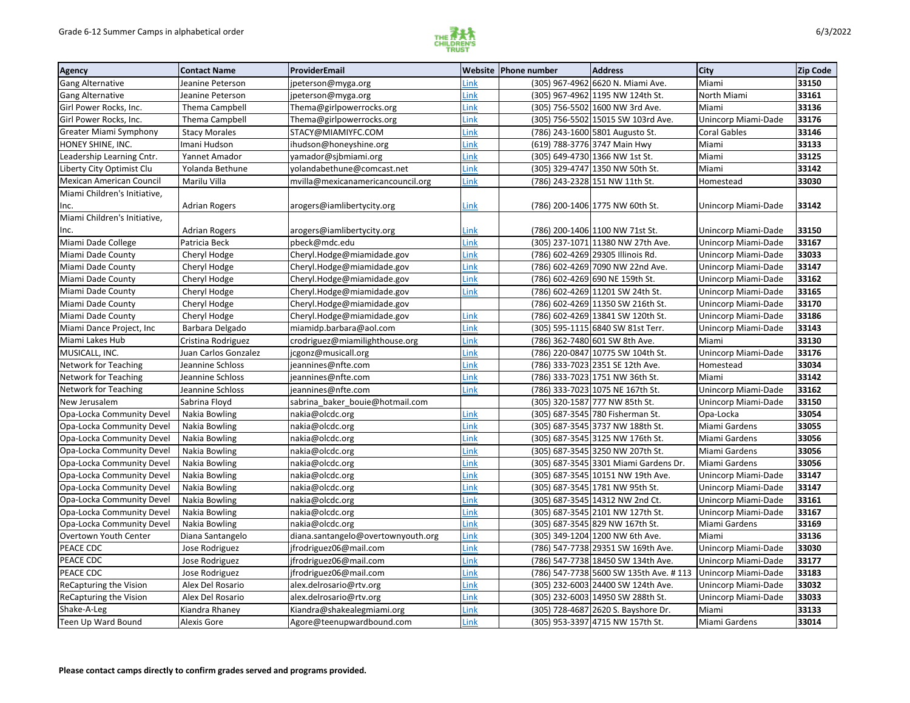| Agency | Contact Name | ProviderEmail | Website | Phone number | Address | City | Zip Code |
|---|---|---|---|---|---|---|---|
| Gang Alternative | Jeanine Peterson | jpeterson@myga.org | Link | (305) 967-4962 | 6620 N. Miami Ave. | Miami | 33150 |
| Gang Alternative | Jeanine Peterson | jpeterson@myga.org | Link | (305) 967-4962 | 1195 NW 124th St. | North Miami | 33161 |
| Girl Power Rocks, Inc. | Thema Campbell | Thema@girlpowerrocks.org | Link | (305) 756-5502 | 1600 NW 3rd Ave. | Miami | 33136 |
| Girl Power Rocks, Inc. | Thema Campbell | Thema@girlpowerrocks.org | Link | (305) 756-5502 | 15015 SW 103rd Ave. | Unincorp Miami-Dade | 33176 |
| Greater Miami Symphony | Stacy Morales | STACY@MIAMIYFC.COM | Link | (786) 243-1600 | 5801 Augusto St. | Coral Gables | 33146 |
| HONEY SHINE, INC. | Imani Hudson | ihudson@honeyshine.org | Link | (619) 788-3776 | 3747 Main Hwy | Miami | 33133 |
| Leadership Learning Cntr. | Yannet Amador | yamador@sjbmiami.org | Link | (305) 649-4730 | 1366 NW 1st St. | Miami | 33125 |
| Liberty City Optimist Clu | Yolanda Bethune | yolandabethune@comcast.net | Link | (305) 329-4747 | 1350 NW 50th St. | Miami | 33142 |
| Mexican American Council | Marilu Villa | mvilla@mexicanamericancouncil.org | Link | (786) 243-2328 | 151 NW 11th St. | Homestead | 33030 |
| Miami Children's Initiative, Inc. | Adrian Rogers | arogers@iamlibertycity.org | Link | (786) 200-1406 | 1775 NW 60th St. | Unincorp Miami-Dade | 33142 |
| Miami Children's Initiative, Inc. | Adrian Rogers | arogers@iamlibertycity.org | Link | (786) 200-1406 | 1100 NW 71st St. | Unincorp Miami-Dade | 33150 |
| Miami Dade College | Patricia Beck | pbeck@mdc.edu | Link | (305) 237-1071 | 11380 NW 27th Ave. | Unincorp Miami-Dade | 33167 |
| Miami Dade County | Cheryl Hodge | Cheryl.Hodge@miamidade.gov | Link | (786) 602-4269 | 29305 Illinois Rd. | Unincorp Miami-Dade | 33033 |
| Miami Dade County | Cheryl Hodge | Cheryl.Hodge@miamidade.gov | Link | (786) 602-4269 | 7090 NW 22nd Ave. | Unincorp Miami-Dade | 33147 |
| Miami Dade County | Cheryl Hodge | Cheryl.Hodge@miamidade.gov | Link | (786) 602-4269 | 690 NE 159th St. | Unincorp Miami-Dade | 33162 |
| Miami Dade County | Cheryl Hodge | Cheryl.Hodge@miamidade.gov | Link | (786) 602-4269 | 11201 SW 24th St. | Unincorp Miami-Dade | 33165 |
| Miami Dade County | Cheryl Hodge | Cheryl.Hodge@miamidade.gov | | (786) 602-4269 | 11350 SW 216th St. | Unincorp Miami-Dade | 33170 |
| Miami Dade County | Cheryl Hodge | Cheryl.Hodge@miamidade.gov | Link | (786) 602-4269 | 13841 SW 120th St. | Unincorp Miami-Dade | 33186 |
| Miami Dance Project, Inc | Barbara Delgado | miamidp.barbara@aol.com | Link | (305) 595-1115 | 6840 SW 81st Terr. | Unincorp Miami-Dade | 33143 |
| Miami Lakes Hub | Cristina Rodriguez | crodriguez@miamilighthouse.org | Link | (786) 362-7480 | 601 SW 8th Ave. | Miami | 33130 |
| MUSICALL, INC. | Juan Carlos Gonzalez | jcgonz@musicall.org | Link | (786) 220-0847 | 10775 SW 104th St. | Unincorp Miami-Dade | 33176 |
| Network for Teaching | Jeannine Schloss | jeannines@nfte.com | Link | (786) 333-7023 | 2351 SE 12th Ave. | Homestead | 33034 |
| Network for Teaching | Jeannine Schloss | jeannines@nfte.com | Link | (786) 333-7023 | 1751 NW 36th St. | Miami | 33142 |
| Network for Teaching | Jeannine Schloss | jeannines@nfte.com | Link | (786) 333-7023 | 1075 NE 167th St. | Unincorp Miami-Dade | 33162 |
| New Jerusalem | Sabrina Floyd | sabrina_baker_bouie@hotmail.com | | (305) 320-1587 | 777 NW 85th St. | Unincorp Miami-Dade | 33150 |
| Opa-Locka Community Devel | Nakia Bowling | nakia@olcdc.org | Link | (305) 687-3545 | 780 Fisherman St. | Opa-Locka | 33054 |
| Opa-Locka Community Devel | Nakia Bowling | nakia@olcdc.org | Link | (305) 687-3545 | 3737 NW 188th St. | Miami Gardens | 33055 |
| Opa-Locka Community Devel | Nakia Bowling | nakia@olcdc.org | Link | (305) 687-3545 | 3125 NW 176th St. | Miami Gardens | 33056 |
| Opa-Locka Community Devel | Nakia Bowling | nakia@olcdc.org | Link | (305) 687-3545 | 3250 NW 207th St. | Miami Gardens | 33056 |
| Opa-Locka Community Devel | Nakia Bowling | nakia@olcdc.org | Link | (305) 687-3545 | 3301 Miami Gardens Dr. | Miami Gardens | 33056 |
| Opa-Locka Community Devel | Nakia Bowling | nakia@olcdc.org | Link | (305) 687-3545 | 10151 NW 19th Ave. | Unincorp Miami-Dade | 33147 |
| Opa-Locka Community Devel | Nakia Bowling | nakia@olcdc.org | Link | (305) 687-3545 | 1781 NW 95th St. | Unincorp Miami-Dade | 33147 |
| Opa-Locka Community Devel | Nakia Bowling | nakia@olcdc.org | Link | (305) 687-3545 | 14312 NW 2nd Ct. | Unincorp Miami-Dade | 33161 |
| Opa-Locka Community Devel | Nakia Bowling | nakia@olcdc.org | Link | (305) 687-3545 | 2101 NW 127th St. | Unincorp Miami-Dade | 33167 |
| Opa-Locka Community Devel | Nakia Bowling | nakia@olcdc.org | Link | (305) 687-3545 | 829 NW 167th St. | Miami Gardens | 33169 |
| Overtown Youth Center | Diana Santangelo | diana.santangelo@overtownyouth.org | Link | (305) 349-1204 | 1200 NW 6th Ave. | Miami | 33136 |
| PEACE CDC | Jose Rodriguez | jfrodriguez06@mail.com | Link | (786) 547-7738 | 29351 SW 169th Ave. | Unincorp Miami-Dade | 33030 |
| PEACE CDC | Jose Rodriguez | jfrodriguez06@mail.com | Link | (786) 547-7738 | 18450 SW 134th Ave. | Unincorp Miami-Dade | 33177 |
| PEACE CDC | Jose Rodriguez | jfrodriguez06@mail.com | Link | (786) 547-7738 | 5600 SW 135th Ave. # 113 | Unincorp Miami-Dade | 33183 |
| ReCapturing the Vision | Alex Del Rosario | alex.delrosario@rtv.org | Link | (305) 232-6003 | 24400 SW 124th Ave. | Unincorp Miami-Dade | 33032 |
| ReCapturing the Vision | Alex Del Rosario | alex.delrosario@rtv.org | Link | (305) 232-6003 | 14950 SW 288th St. | Unincorp Miami-Dade | 33033 |
| Shake-A-Leg | Kiandra Rhaney | Kiandra@shakealegmiami.org | Link | (305) 728-4687 | 2620 S. Bayshore Dr. | Miami | 33133 |
| Teen Up Ward Bound | Alexis Gore | Agore@teenupwardbound.com | Link | (305) 953-3397 | 4715 NW 157th St. | Miami Gardens | 33014 |

**Please contact camps directly to confirm grades served and programs provided.**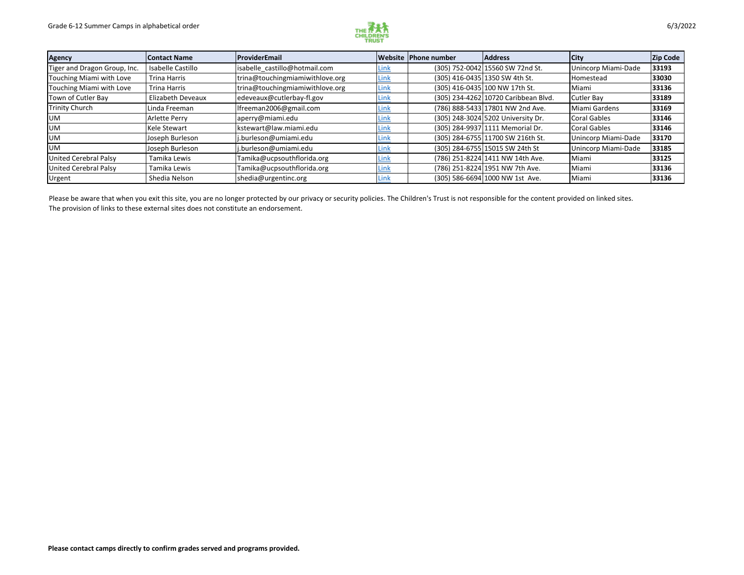| Agency | Contact Name | ProviderEmail | Website | Phone number | Address | City | Zip Code |
|---|---|---|---|---|---|---|---|
| Tiger and Dragon Group, Inc. | Isabelle Castillo | isabelle_castillo@hotmail.com | Link | (305) 752-0042 | 15560 SW 72nd St. | Unincorp Miami-Dade | **33193** |
| Touching Miami with Love | Trina Harris | trina@touchingmiamiwithlove.org | Link | (305) 416-0435 | 1350 SW 4th St. | Homestead | **33030** |
| Touching Miami with Love | Trina Harris | trina@touchingmiamiwithlove.org | Link | (305) 416-0435 | 100 NW 17th St. | Miami | **33136** |
| Town of Cutler Bay | Elizabeth Deveaux | edeveaux@cutlerbay-fl.gov | Link | (305) 234-4262 | 10720 Caribbean Blvd. | Cutler Bay | **33189** |
| Trinity Church | Linda Freeman | lfreeman2006@gmail.com | Link | (786) 888-5433 | 17801 NW 2nd Ave. | Miami Gardens | **33169** |
| UM | Arlette Perry | aperry@miami.edu | Link | (305) 248-3024 | 5202 University Dr. | Coral Gables | **33146** |
| UM | Kele Stewart | kstewart@law.miami.edu | Link | (305) 284-9937 | 1111 Memorial Dr. | Coral Gables | **33146** |
| UM | Joseph Burleson | j.burleson@umiami.edu | Link | (305) 284-6755 | 11700 SW 216th St. | Unincorp Miami-Dade | **33170** |
| UM | Joseph Burleson | j.burleson@umiami.edu | Link | (305) 284-6755 | 15015 SW 24th St | Unincorp Miami-Dade | **33185** |
| United Cerebral Palsy | Tamika Lewis | Tamika@ucpsouthflorida.org | Link | (786) 251-8224 | 1411 NW 14th Ave. | Miami | **33125** |
| United Cerebral Palsy | Tamika Lewis | Tamika@ucpsouthflorida.org | Link | (786) 251-8224 | 1951 NW 7th Ave. | Miami | **33136** |
| Urgent | Shedia Nelson | shedia@urgentinc.org | Link | (305) 586-6694 | 1000 NW 1st Ave. | Miami | **33136** |

Please be aware that when you exit this site, you are no longer protected by our privacy or security policies. The Children's Trust is not responsible for the content provided on linked sites. The provision of links to these external sites does not constitute an endorsement.

**Please contact camps directly to confirm grades served and programs provided.**